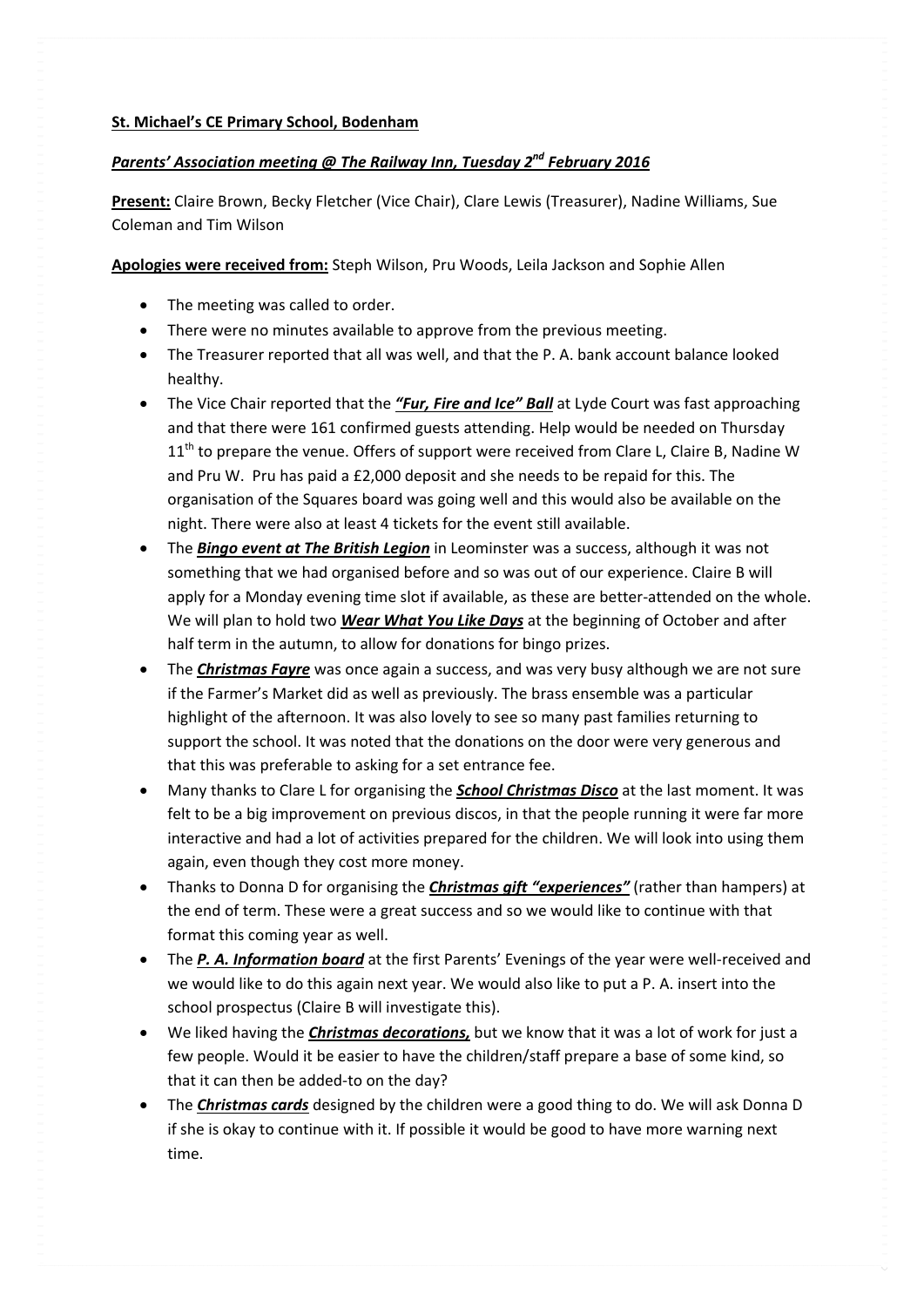**St. Michael's CE Primary School, Bodenham**

***Parents' Association meeting @ The Railway Inn, Tuesday 2nd February 2016***

**Present:** Claire Brown, Becky Fletcher (Vice Chair), Clare Lewis (Treasurer), Nadine Williams, Sue Coleman and Tim Wilson

**Apologies were received from:** Steph Wilson, Pru Woods, Leila Jackson and Sophie Allen

- The meeting was called to order.
- There were no minutes available to approve from the previous meeting.
- The Treasurer reported that all was well, and that the P. A. bank account balance looked healthy.
- The Vice Chair reported that the ***"Fur, Fire and Ice" Ball*** at Lyde Court was fast approaching and that there were 161 confirmed guests attending. Help would be needed on Thursday 11th to prepare the venue. Offers of support were received from Clare L, Claire B, Nadine W and Pru W. Pru has paid a £2,000 deposit and she needs to be repaid for this. The organisation of the Squares board was going well and this would also be available on the night. There were also at least 4 tickets for the event still available.
- The ***Bingo event at The British Legion*** in Leominster was a success, although it was not something that we had organised before and so was out of our experience. Claire B will apply for a Monday evening time slot if available, as these are better-attended on the whole. We will plan to hold two ***Wear What You Like Days*** at the beginning of October and after half term in the autumn, to allow for donations for bingo prizes.
- The ***Christmas Fayre*** was once again a success, and was very busy although we are not sure if the Farmer's Market did as well as previously. The brass ensemble was a particular highlight of the afternoon. It was also lovely to see so many past families returning to support the school. It was noted that the donations on the door were very generous and that this was preferable to asking for a set entrance fee.
- Many thanks to Clare L for organising the ***School Christmas Disco*** at the last moment. It was felt to be a big improvement on previous discos, in that the people running it were far more interactive and had a lot of activities prepared for the children. We will look into using them again, even though they cost more money.
- Thanks to Donna D for organising the ***Christmas gift "experiences"*** (rather than hampers) at the end of term. These were a great success and so we would like to continue with that format this coming year as well.
- The ***P. A. Information board*** at the first Parents' Evenings of the year were well-received and we would like to do this again next year. We would also like to put a P. A. insert into the school prospectus (Claire B will investigate this).
- We liked having the ***Christmas decorations,*** but we know that it was a lot of work for just a few people. Would it be easier to have the children/staff prepare a base of some kind, so that it can then be added-to on the day?
- The ***Christmas cards*** designed by the children were a good thing to do. We will ask Donna D if she is okay to continue with it. If possible it would be good to have more warning next time.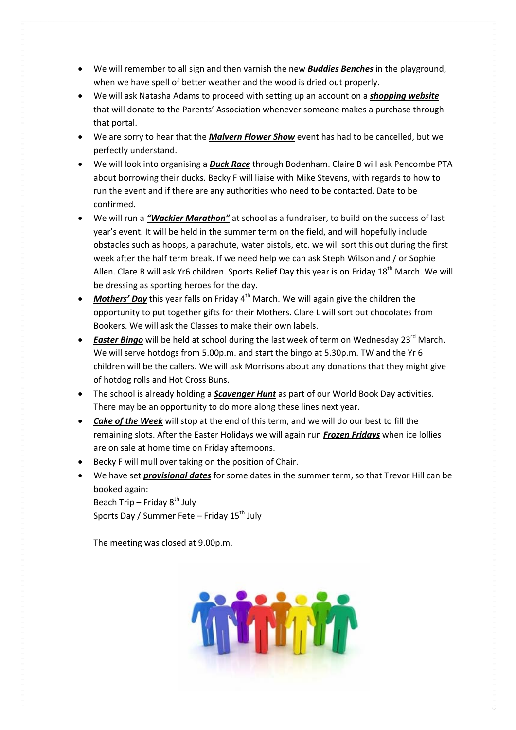- We will remember to all sign and then varnish the new ***Buddies Benches*** in the playground, when we have spell of better weather and the wood is dried out properly.
- We will ask Natasha Adams to proceed with setting up an account on a ***shopping website*** that will donate to the Parents' Association whenever someone makes a purchase through that portal.
- We are sorry to hear that the ***Malvern Flower Show*** event has had to be cancelled, but we perfectly understand.
- We will look into organising a ***Duck Race*** through Bodenham. Claire B will ask Pencombe PTA about borrowing their ducks. Becky F will liaise with Mike Stevens, with regards to how to run the event and if there are any authorities who need to be contacted. Date to be confirmed.
- We will run a ***"Wackier Marathon"*** at school as a fundraiser, to build on the success of last year's event. It will be held in the summer term on the field, and will hopefully include obstacles such as hoops, a parachute, water pistols, etc. we will sort this out during the first week after the half term break. If we need help we can ask Steph Wilson and / or Sophie Allen. Clare B will ask Yr6 children. Sports Relief Day this year is on Friday 18th March. We will be dressing as sporting heroes for the day.
- ***Mothers' Day*** this year falls on Friday 4th March. We will again give the children the opportunity to put together gifts for their Mothers. Clare L will sort out chocolates from Bookers. We will ask the Classes to make their own labels.
- ***Easter Bingo*** will be held at school during the last week of term on Wednesday 23rd March. We will serve hotdogs from 5.00p.m. and start the bingo at 5.30p.m. TW and the Yr 6 children will be the callers. We will ask Morrisons about any donations that they might give of hotdog rolls and Hot Cross Buns.
- The school is already holding a ***Scavenger Hunt*** as part of our World Book Day activities. There may be an opportunity to do more along these lines next year.
- ***Cake of the Week*** will stop at the end of this term, and we will do our best to fill the remaining slots. After the Easter Holidays we will again run ***Frozen Fridays*** when ice lollies are on sale at home time on Friday afternoons.
- Becky F will mull over taking on the position of Chair.
- We have set ***provisional dates*** for some dates in the summer term, so that Trevor Hill can be booked again:
  Beach Trip – Friday 8th July
  Sports Day / Summer Fete – Friday 15th July

  The meeting was closed at 9.00p.m.